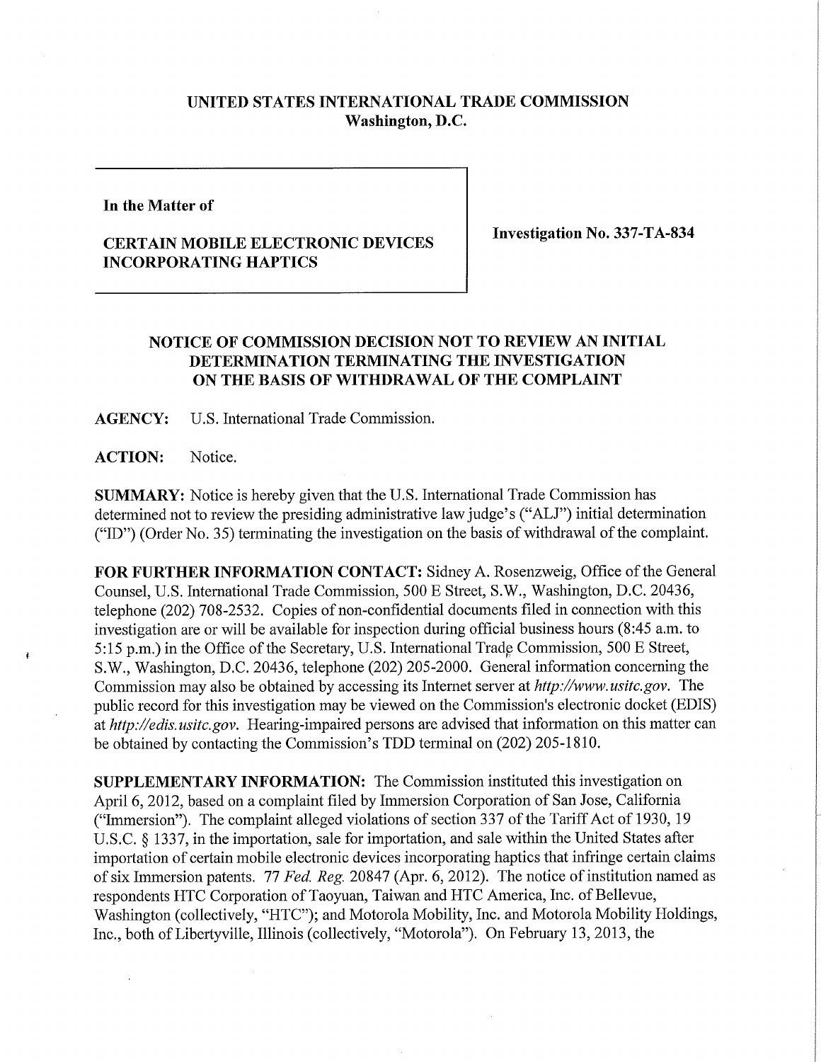**UNITED STATES INTERNATIONAL TRADE COMMISSION**
**Washington, D.C.**

**In the Matter of**

**CERTAIN MOBILE ELECTRONIC DEVICES INCORPORATING HAPTICS**

**Investigation No. 337-TA-834**

## NOTICE OF COMMISSION DECISION NOT TO REVIEW AN INITIAL DETERMINATION TERMINATING THE INVESTIGATION ON THE BASIS OF WITHDRAWAL OF THE COMPLAINT

**AGENCY:** U.S. International Trade Commission.

**ACTION:** Notice.

**SUMMARY:** Notice is hereby given that the U.S. International Trade Commission has determined not to review the presiding administrative law judge's ("ALJ") initial determination ("ID") (Order No. 35) terminating the investigation on the basis of withdrawal of the complaint.

**FOR FURTHER INFORMATION CONTACT:** Sidney A. Rosenzweig, Office of the General Counsel, U.S. International Trade Commission, 500 E Street, S.W., Washington, D.C. 20436, telephone (202) 708-2532. Copies of non-confidential documents filed in connection with this investigation are or will be available for inspection during official business hours (8:45 a.m. to 5:15 p.m.) in the Office of the Secretary, U.S. International Trade Commission, 500 E Street, S.W., Washington, D.C. 20436, telephone (202) 205-2000. General information concerning the Commission may also be obtained by accessing its Internet server at *http://www.usitc.gov*. The public record for this investigation may be viewed on the Commission's electronic docket (EDIS) at *http://edis.usitc.gov*. Hearing-impaired persons are advised that information on this matter can be obtained by contacting the Commission's TDD terminal on (202) 205-1810.

**SUPPLEMENTARY INFORMATION:** The Commission instituted this investigation on April 6, 2012, based on a complaint filed by Immersion Corporation of San Jose, California ("Immersion"). The complaint alleged violations of section 337 of the Tariff Act of 1930, 19 U.S.C. § 1337, in the importation, sale for importation, and sale within the United States after importation of certain mobile electronic devices incorporating haptics that infringe certain claims of six Immersion patents. 77 *Fed. Reg.* 20847 (Apr. 6, 2012). The notice of institution named as respondents HTC Corporation of Taoyuan, Taiwan and HTC America, Inc. of Bellevue, Washington (collectively, "HTC"); and Motorola Mobility, Inc. and Motorola Mobility Holdings, Inc., both of Libertyville, Illinois (collectively, "Motorola"). On February 13, 2013, the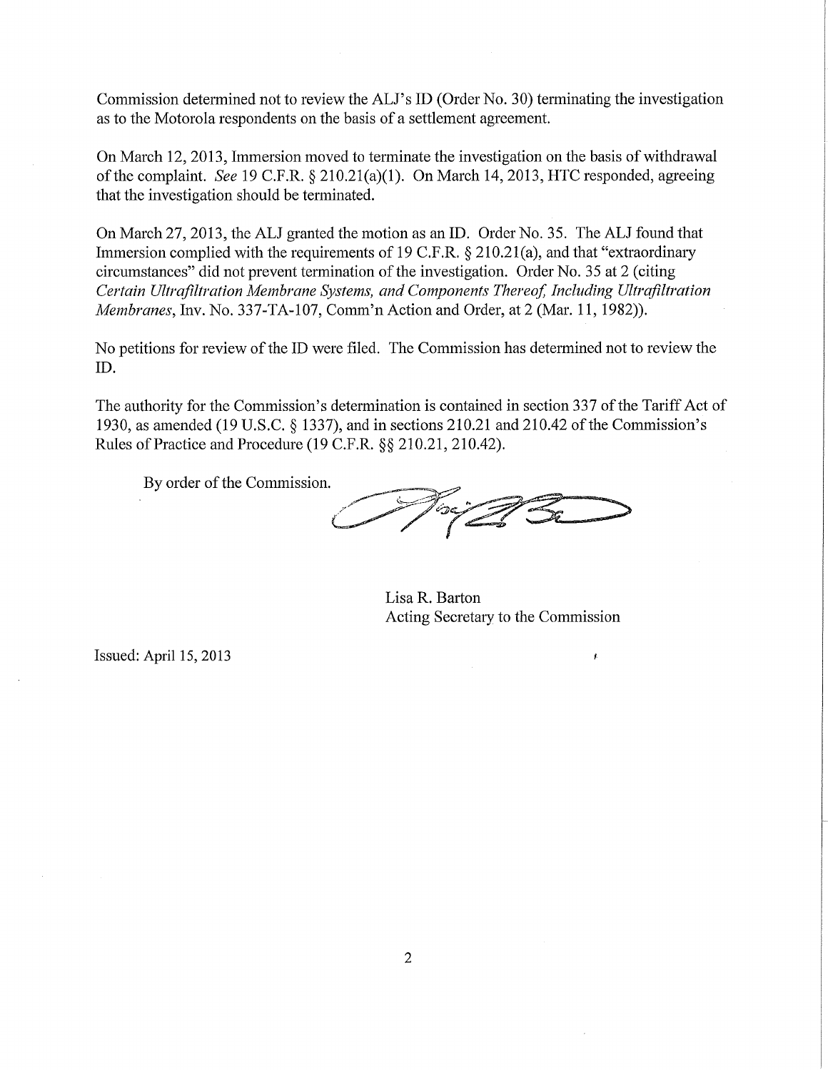Commission determined not to review the ALJ's ID (Order No. 30) terminating the investigation as to the Motorola respondents on the basis of a settlement agreement.

On March 12, 2013, Immersion moved to terminate the investigation on the basis of withdrawal of the complaint. *See* 19 C.F.R. § 210.21(a)(1). On March 14, 2013, HTC responded, agreeing that the investigation should be terminated.

On March 27, 2013, the ALJ granted the motion as an ID. Order No. 35. The ALJ found that Immersion complied with the requirements of 19 C.F.R. § 210.21(a), and that "extraordinary circumstances" did not prevent termination of the investigation. Order No. 35 at 2 (citing *Certain Ultrafiltration Membrane Systems, and Components Thereof, Including Ultrafiltration Membranes*, Inv. No. 337-TA-107, Comm'n Action and Order, at 2 (Mar. 11, 1982)).

No petitions for review of the ID were filed. The Commission has determined not to review the ID.

The authority for the Commission's determination is contained in section 337 of the Tariff Act of 1930, as amended (19 U.S.C. § 1337), and in sections 210.21 and 210.42 of the Commission's Rules of Practice and Procedure (19 C.F.R. §§ 210.21, 210.42).

By order of the Commission.

Lisa R. Barton
Acting Secretary to the Commission

Issued: April 15, 2013